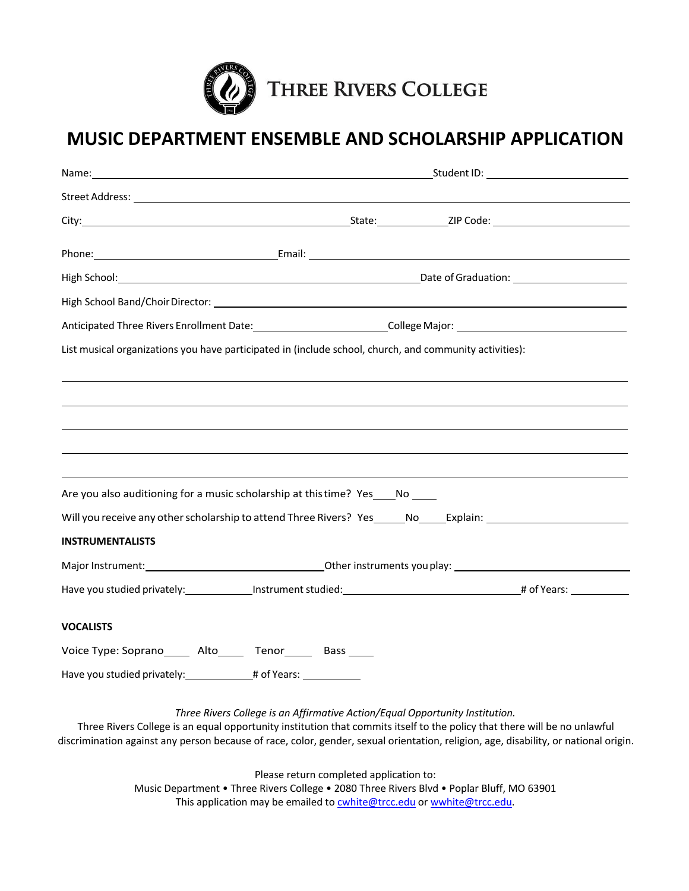THREE RIVERS COLLEGE

# MUSIC DEPARTMENT ENSEMBLE AND SCHOLARSHIP APPLICATION

Name: ______________________________ Student ID: ______________

Street Address: ____________________________________________

City: ______________________ State: ________ ZIP Code: ____________

Phone: ________________ Email: ______________________________

High School: __________________________ Date of Graduation: ___________

High School Band/Choir Director: _______________________________________

Anticipated Three Rivers Enrollment Date: ____________ College Major: ______________

List musical organizations you have participated in (include school, church, and community activities):

______________________________________________________________

______________________________________________________________

______________________________________________________________

______________________________________________________________

______________________________________________________________

Are you also auditioning for a music scholarship at this time? Yes____ No ____

Will you receive any other scholarship to attend Three Rivers? Yes_____ No_____ Explain: ______________

**INSTRUMENTALISTS**

Major Instrument: ________________ Other instruments you play: ________________

Have you studied privately: ________ Instrument studied: ________________ # of Years: ______

**VOCALISTS**

Voice Type: Soprano_____ Alto_____ Tenor_____ Bass _____

Have you studied privately: ________ # of Years: ______

*Three Rivers College is an Affirmative Action/Equal Opportunity Institution.*

Three Rivers College is an equal opportunity institution that commits itself to the policy that there will be no unlawful discrimination against any person because of race, color, gender, sexual orientation, religion, age, disability, or national origin.

Please return completed application to:
Music Department • Three Rivers College • 2080 Three Rivers Blvd • Poplar Bluff, MO 63901
This application may be emailed to cwhite@trcc.edu or wwhite@trcc.edu.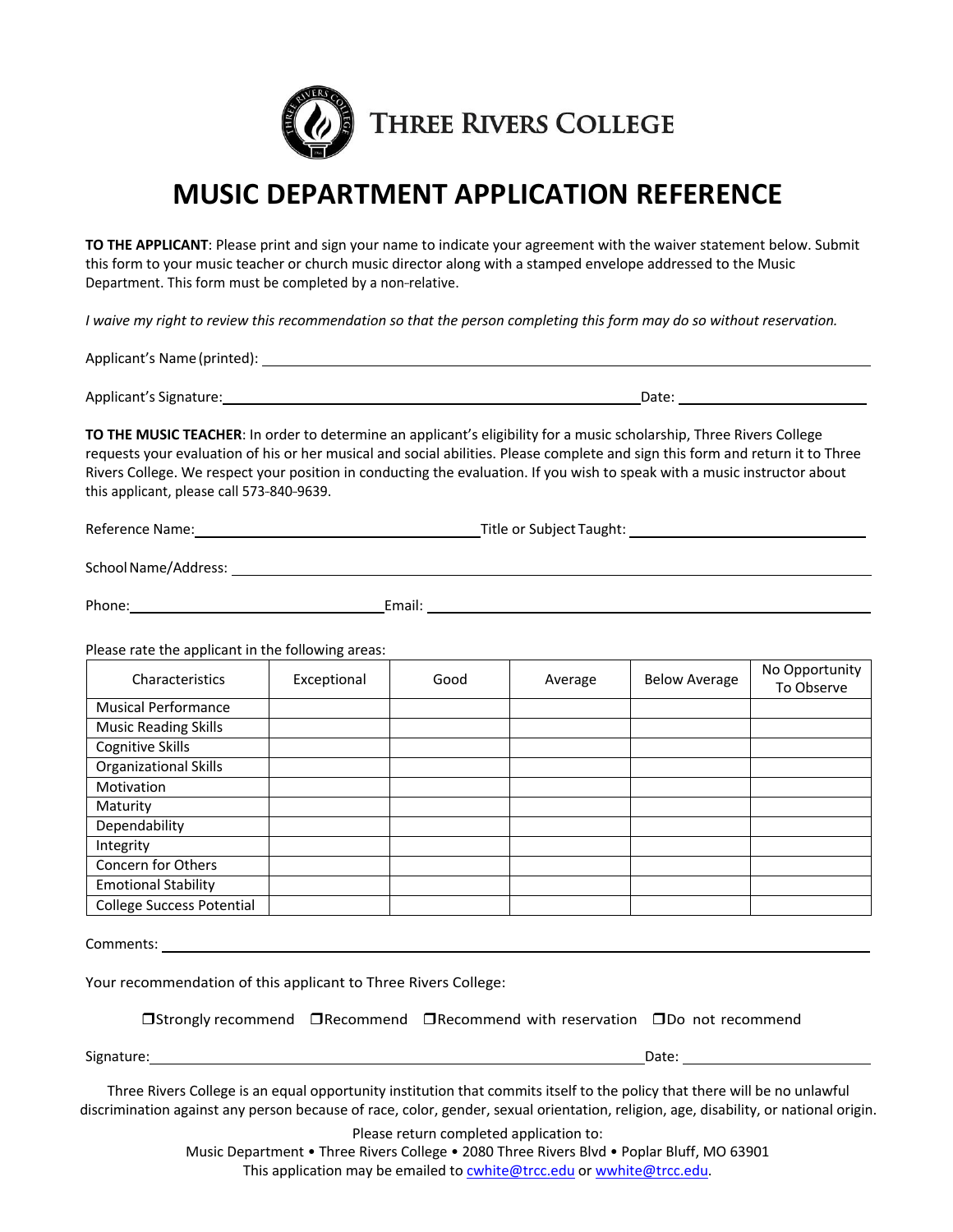THREE RIVERS COLLEGE

# MUSIC DEPARTMENT APPLICATION REFERENCE

**TO THE APPLICANT**: Please print and sign your name to indicate your agreement with the waiver statement below. Submit this form to your music teacher or church music director along with a stamped envelope addressed to the Music Department. This form must be completed by a non-relative.

*I waive my right to review this recommendation so that the person completing this form may do so without reservation.*

Applicant's Name (printed): ______________________________

Applicant's Signature: ______________________________ Date: ______________

**TO THE MUSIC TEACHER**: In order to determine an applicant's eligibility for a music scholarship, Three Rivers College requests your evaluation of his or her musical and social abilities. Please complete and sign this form and return it to Three Rivers College. We respect your position in conducting the evaluation. If you wish to speak with a music instructor about this applicant, please call 573-840-9639.

Reference Name: ______________________ Title or Subject Taught: ______________________

School Name/Address: ______________________________

Phone: ______________________ Email: ______________________

Please rate the applicant in the following areas:

| Characteristics | Exceptional | Good | Average | Below Average | No Opportunity To Observe |
|---|---|---|---|---|---|
| Musical Performance | | | | | |
| Music Reading Skills | | | | | |
| Cognitive Skills | | | | | |
| Organizational Skills | | | | | |
| Motivation | | | | | |
| Maturity | | | | | |
| Dependability | | | | | |
| Integrity | | | | | |
| Concern for Others | | | | | |
| Emotional Stability | | | | | |
| College Success Potential | | | | | |

Comments: ______________________________

Your recommendation of this applicant to Three Rivers College:

❒ Strongly recommend ❒ Recommend ❒ Recommend with reservation ❒ Do not recommend

Signature: ______________________________ Date: ______________

Three Rivers College is an equal opportunity institution that commits itself to the policy that there will be no unlawful discrimination against any person because of race, color, gender, sexual orientation, religion, age, disability, or national origin.

Please return completed application to:
Music Department • Three Rivers College • 2080 Three Rivers Blvd • Poplar Bluff, MO 63901
This application may be emailed to cwhite@trcc.edu or wwhite@trcc.edu.